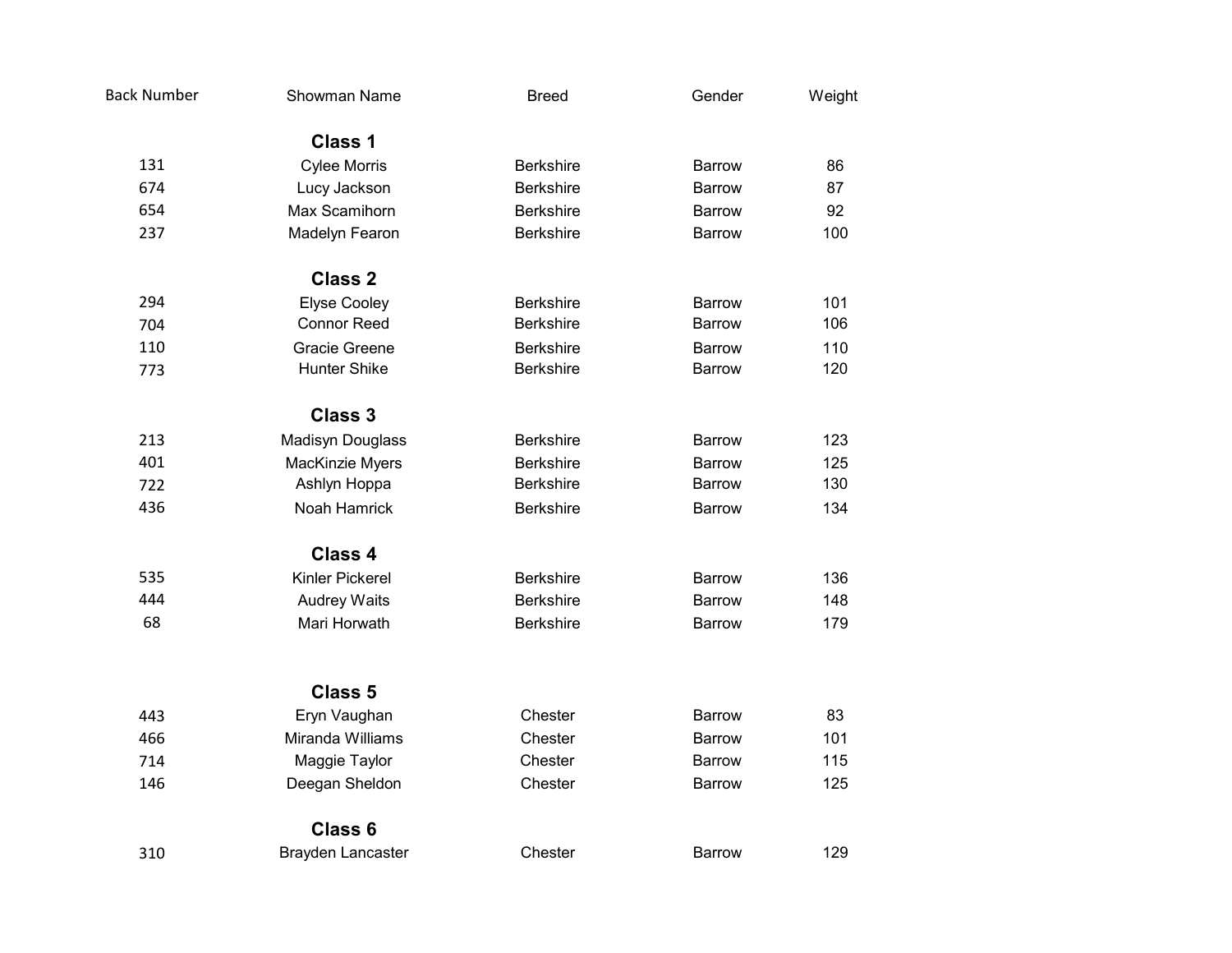| Back Number | Showman Name | Breed | Gender | Weight |
|---|---|---|---|---|
| | **Class 1** | | | |
| 131 | Cylee Morris | Berkshire | Barrow | 86 |
| 674 | Lucy Jackson | Berkshire | Barrow | 87 |
| 654 | Max Scamihorn | Berkshire | Barrow | 92 |
| 237 | Madelyn Fearon | Berkshire | Barrow | 100 |
| | **Class 2** | | | |
| 294 | Elyse Cooley | Berkshire | Barrow | 101 |
| 704 | Connor Reed | Berkshire | Barrow | 106 |
| 110 | Gracie Greene | Berkshire | Barrow | 110 |
| 773 | Hunter Shike | Berkshire | Barrow | 120 |
| | **Class 3** | | | |
| 213 | Madisyn Douglass | Berkshire | Barrow | 123 |
| 401 | MacKinzie Myers | Berkshire | Barrow | 125 |
| 722 | Ashlyn Hoppa | Berkshire | Barrow | 130 |
| 436 | Noah Hamrick | Berkshire | Barrow | 134 |
| | **Class 4** | | | |
| 535 | Kinler Pickerel | Berkshire | Barrow | 136 |
| 444 | Audrey Waits | Berkshire | Barrow | 148 |
| 68 | Mari Horwath | Berkshire | Barrow | 179 |
| | **Class 5** | | | |
| 443 | Eryn Vaughan | Chester | Barrow | 83 |
| 466 | Miranda Williams | Chester | Barrow | 101 |
| 714 | Maggie Taylor | Chester | Barrow | 115 |
| 146 | Deegan Sheldon | Chester | Barrow | 125 |
| | **Class 6** | | | |
| 310 | Brayden Lancaster | Chester | Barrow | 129 |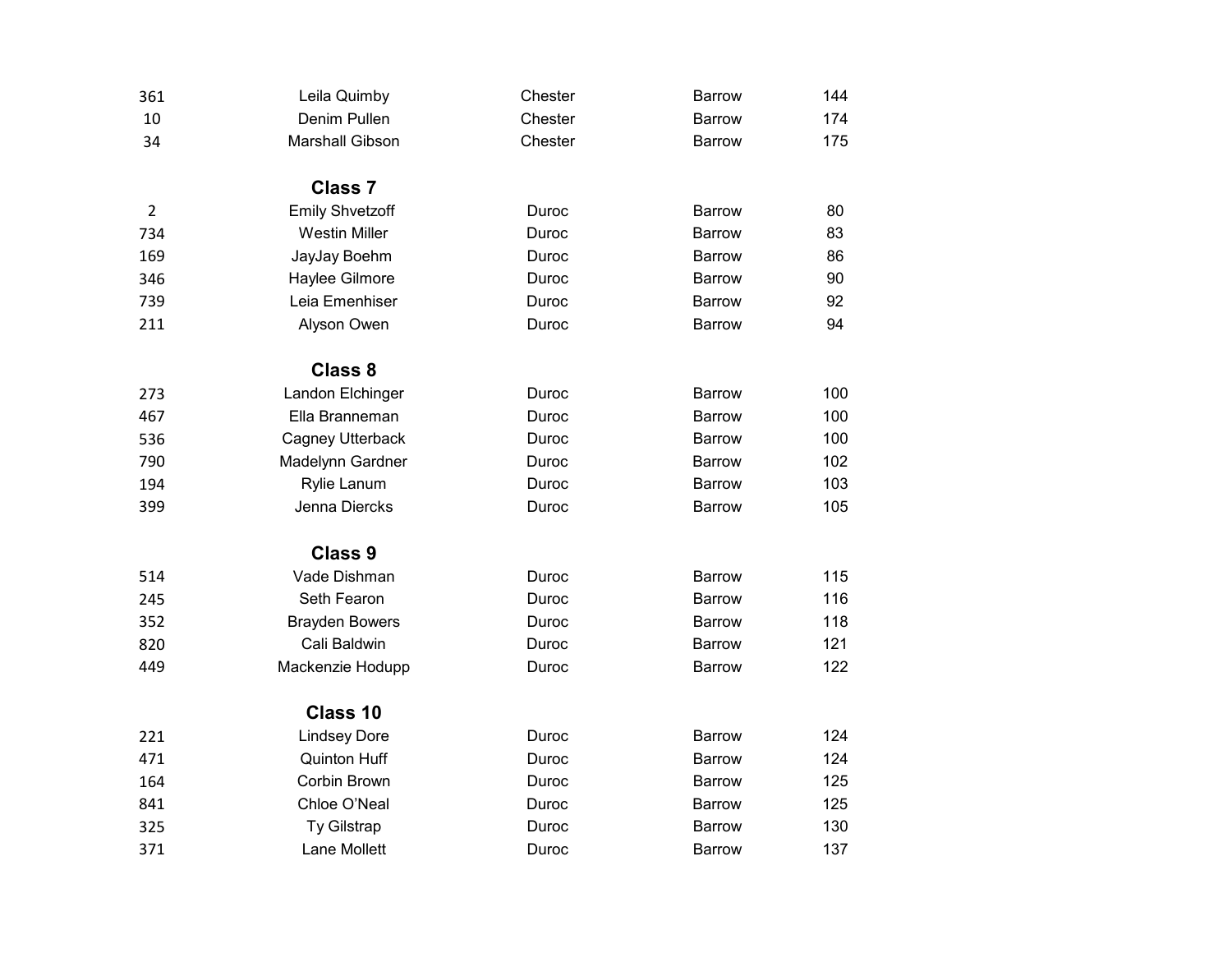| | | | | |
|---|---|---|---|---|
| 361 | Leila Quimby | Chester | Barrow | 144 |
| 10 | Denim Pullen | Chester | Barrow | 174 |
| 34 | Marshall Gibson | Chester | Barrow | 175 |

**Class 7**

| | | | | |
|---|---|---|---|---|
| 2 | Emily Shvetzoff | Duroc | Barrow | 80 |
| 734 | Westin Miller | Duroc | Barrow | 83 |
| 169 | JayJay Boehm | Duroc | Barrow | 86 |
| 346 | Haylee Gilmore | Duroc | Barrow | 90 |
| 739 | Leia Emenhiser | Duroc | Barrow | 92 |
| 211 | Alyson Owen | Duroc | Barrow | 94 |

**Class 8**

| | | | | |
|---|---|---|---|---|
| 273 | Landon Elchinger | Duroc | Barrow | 100 |
| 467 | Ella Branneman | Duroc | Barrow | 100 |
| 536 | Cagney Utterback | Duroc | Barrow | 100 |
| 790 | Madelynn Gardner | Duroc | Barrow | 102 |
| 194 | Rylie Lanum | Duroc | Barrow | 103 |
| 399 | Jenna Diercks | Duroc | Barrow | 105 |

**Class 9**

| | | | | |
|---|---|---|---|---|
| 514 | Vade Dishman | Duroc | Barrow | 115 |
| 245 | Seth Fearon | Duroc | Barrow | 116 |
| 352 | Brayden Bowers | Duroc | Barrow | 118 |
| 820 | Cali Baldwin | Duroc | Barrow | 121 |
| 449 | Mackenzie Hodupp | Duroc | Barrow | 122 |

**Class 10**

| | | | | |
|---|---|---|---|---|
| 221 | Lindsey Dore | Duroc | Barrow | 124 |
| 471 | Quinton Huff | Duroc | Barrow | 124 |
| 164 | Corbin Brown | Duroc | Barrow | 125 |
| 841 | Chloe O'Neal | Duroc | Barrow | 125 |
| 325 | Ty Gilstrap | Duroc | Barrow | 130 |
| 371 | Lane Mollett | Duroc | Barrow | 137 |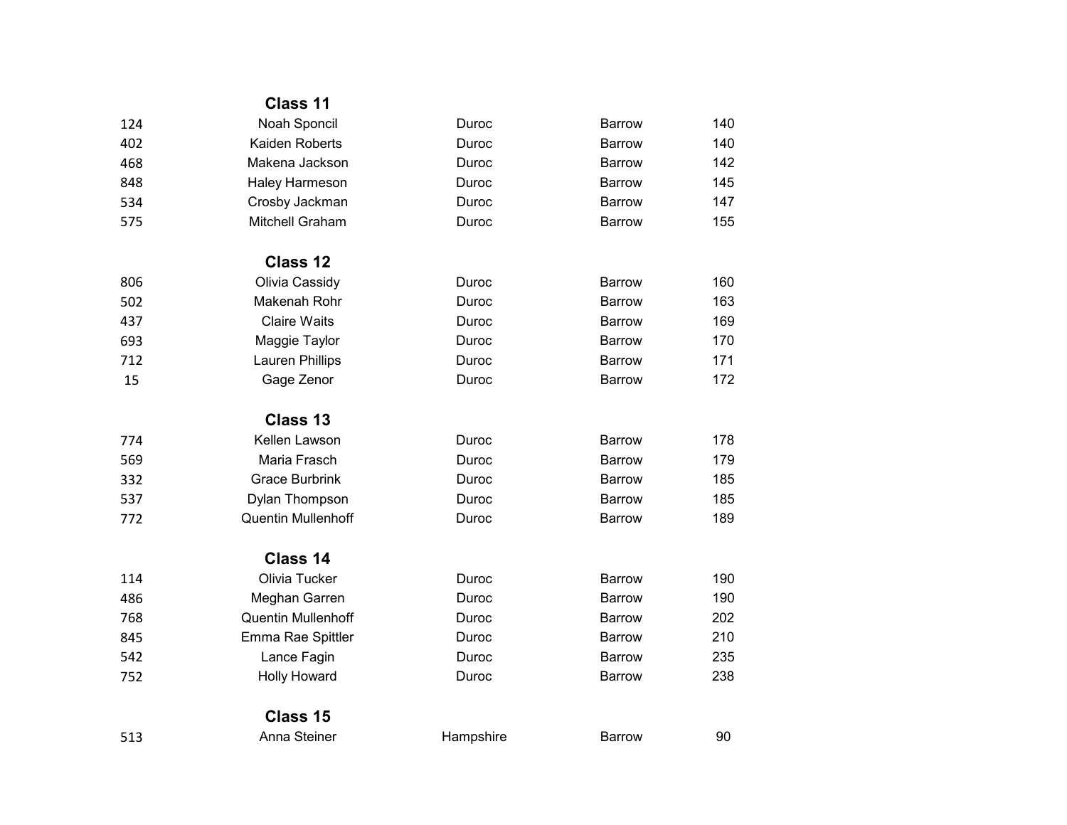## Class 11

| | | | | |
|---|---|---|---|---|
| 124 | Noah Sponcil | Duroc | Barrow | 140 |
| 402 | Kaiden Roberts | Duroc | Barrow | 140 |
| 468 | Makena Jackson | Duroc | Barrow | 142 |
| 848 | Haley Harmeson | Duroc | Barrow | 145 |
| 534 | Crosby Jackman | Duroc | Barrow | 147 |
| 575 | Mitchell Graham | Duroc | Barrow | 155 |

## Class 12

| | | | | |
|---|---|---|---|---|
| 806 | Olivia Cassidy | Duroc | Barrow | 160 |
| 502 | Makenah Rohr | Duroc | Barrow | 163 |
| 437 | Claire Waits | Duroc | Barrow | 169 |
| 693 | Maggie Taylor | Duroc | Barrow | 170 |
| 712 | Lauren Phillips | Duroc | Barrow | 171 |
| 15 | Gage Zenor | Duroc | Barrow | 172 |

## Class 13

| | | | | |
|---|---|---|---|---|
| 774 | Kellen Lawson | Duroc | Barrow | 178 |
| 569 | Maria Frasch | Duroc | Barrow | 179 |
| 332 | Grace Burbrink | Duroc | Barrow | 185 |
| 537 | Dylan Thompson | Duroc | Barrow | 185 |
| 772 | Quentin Mullenhoff | Duroc | Barrow | 189 |

## Class 14

| | | | | |
|---|---|---|---|---|
| 114 | Olivia Tucker | Duroc | Barrow | 190 |
| 486 | Meghan Garren | Duroc | Barrow | 190 |
| 768 | Quentin Mullenhoff | Duroc | Barrow | 202 |
| 845 | Emma Rae Spittler | Duroc | Barrow | 210 |
| 542 | Lance Fagin | Duroc | Barrow | 235 |
| 752 | Holly Howard | Duroc | Barrow | 238 |

## Class 15

| | | | | |
|---|---|---|---|---|
| 513 | Anna Steiner | Hampshire | Barrow | 90 |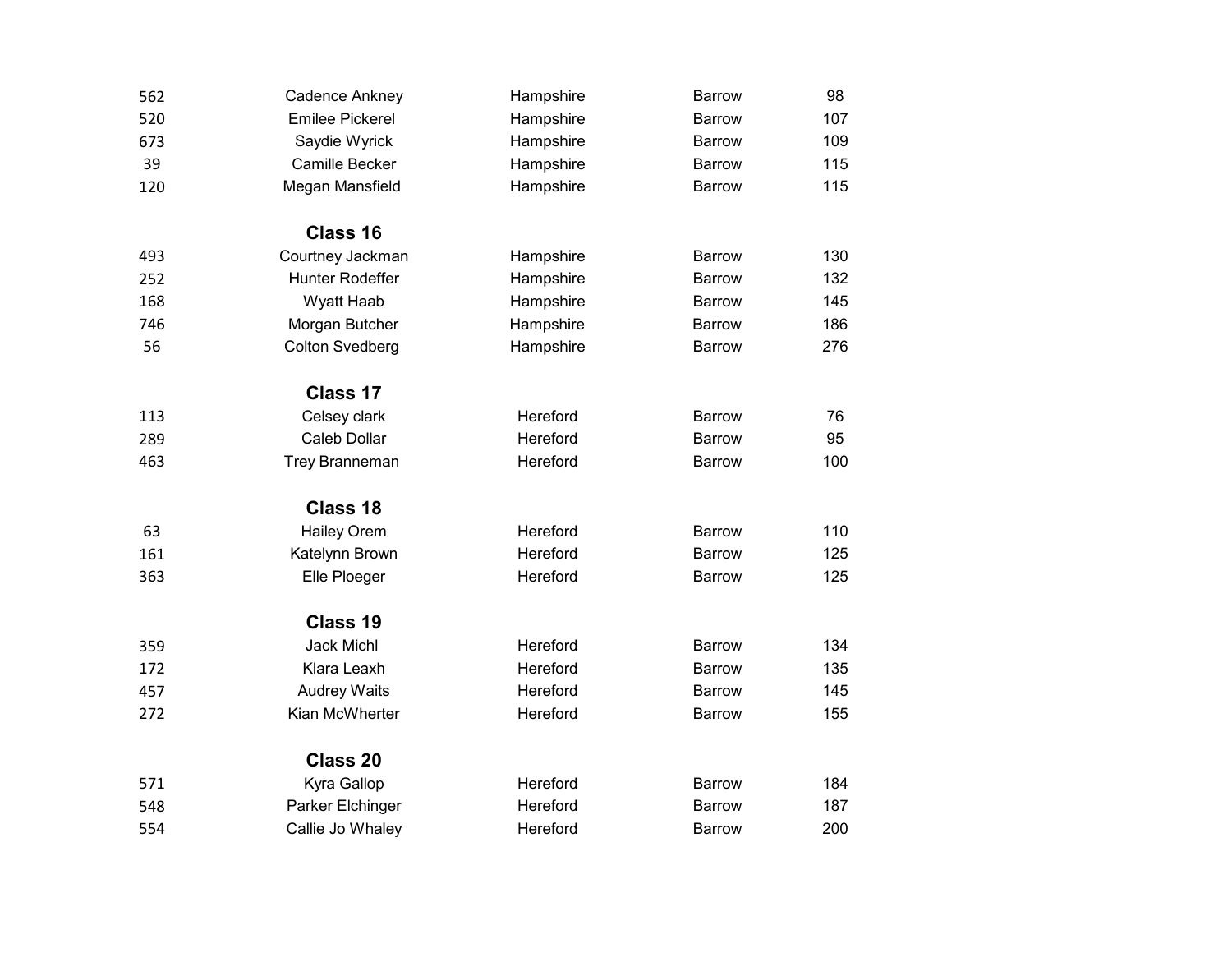| | | | | |
|---|---|---|---|---|
| 562 | Cadence Ankney | Hampshire | Barrow | 98 |
| 520 | Emilee Pickerel | Hampshire | Barrow | 107 |
| 673 | Saydie Wyrick | Hampshire | Barrow | 109 |
| 39 | Camille Becker | Hampshire | Barrow | 115 |
| 120 | Megan Mansfield | Hampshire | Barrow | 115 |

**Class 16**

| | | | | |
|---|---|---|---|---|
| 493 | Courtney Jackman | Hampshire | Barrow | 130 |
| 252 | Hunter Rodeffer | Hampshire | Barrow | 132 |
| 168 | Wyatt Haab | Hampshire | Barrow | 145 |
| 746 | Morgan Butcher | Hampshire | Barrow | 186 |
| 56 | Colton Svedberg | Hampshire | Barrow | 276 |

**Class 17**

| | | | | |
|---|---|---|---|---|
| 113 | Celsey clark | Hereford | Barrow | 76 |
| 289 | Caleb Dollar | Hereford | Barrow | 95 |
| 463 | Trey Branneman | Hereford | Barrow | 100 |

**Class 18**

| | | | | |
|---|---|---|---|---|
| 63 | Hailey Orem | Hereford | Barrow | 110 |
| 161 | Katelynn Brown | Hereford | Barrow | 125 |
| 363 | Elle Ploeger | Hereford | Barrow | 125 |

**Class 19**

| | | | | |
|---|---|---|---|---|
| 359 | Jack Michl | Hereford | Barrow | 134 |
| 172 | Klara Leaxh | Hereford | Barrow | 135 |
| 457 | Audrey Waits | Hereford | Barrow | 145 |
| 272 | Kian McWherter | Hereford | Barrow | 155 |

**Class 20**

| | | | | |
|---|---|---|---|---|
| 571 | Kyra Gallop | Hereford | Barrow | 184 |
| 548 | Parker Elchinger | Hereford | Barrow | 187 |
| 554 | Callie Jo Whaley | Hereford | Barrow | 200 |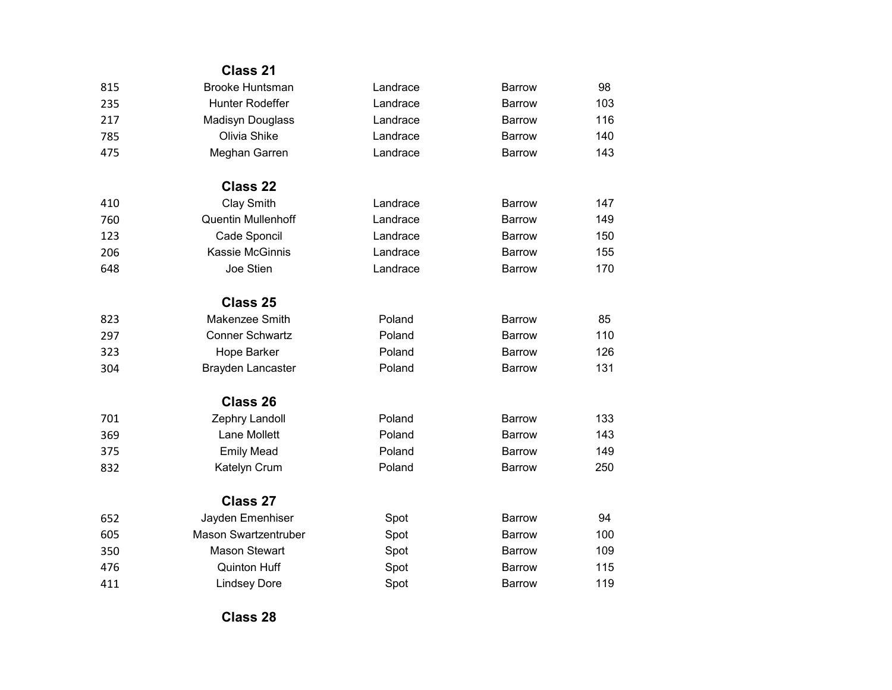### Class 21

| | | | | |
|---|---|---|---|---|
| 815 | Brooke Huntsman | Landrace | Barrow | 98 |
| 235 | Hunter Rodeffer | Landrace | Barrow | 103 |
| 217 | Madisyn Douglass | Landrace | Barrow | 116 |
| 785 | Olivia Shike | Landrace | Barrow | 140 |
| 475 | Meghan Garren | Landrace | Barrow | 143 |

### Class 22

| | | | | |
|---|---|---|---|---|
| 410 | Clay Smith | Landrace | Barrow | 147 |
| 760 | Quentin Mullenhoff | Landrace | Barrow | 149 |
| 123 | Cade Sponcil | Landrace | Barrow | 150 |
| 206 | Kassie McGinnis | Landrace | Barrow | 155 |
| 648 | Joe Stien | Landrace | Barrow | 170 |

### Class 25

| | | | | |
|---|---|---|---|---|
| 823 | Makenzee Smith | Poland | Barrow | 85 |
| 297 | Conner Schwartz | Poland | Barrow | 110 |
| 323 | Hope Barker | Poland | Barrow | 126 |
| 304 | Brayden Lancaster | Poland | Barrow | 131 |

### Class 26

| | | | | |
|---|---|---|---|---|
| 701 | Zephry Landoll | Poland | Barrow | 133 |
| 369 | Lane Mollett | Poland | Barrow | 143 |
| 375 | Emily Mead | Poland | Barrow | 149 |
| 832 | Katelyn Crum | Poland | Barrow | 250 |

### Class 27

| | | | | |
|---|---|---|---|---|
| 652 | Jayden Emenhiser | Spot | Barrow | 94 |
| 605 | Mason Swartzentruber | Spot | Barrow | 100 |
| 350 | Mason Stewart | Spot | Barrow | 109 |
| 476 | Quinton Huff | Spot | Barrow | 115 |
| 411 | Lindsey Dore | Spot | Barrow | 119 |

### Class 28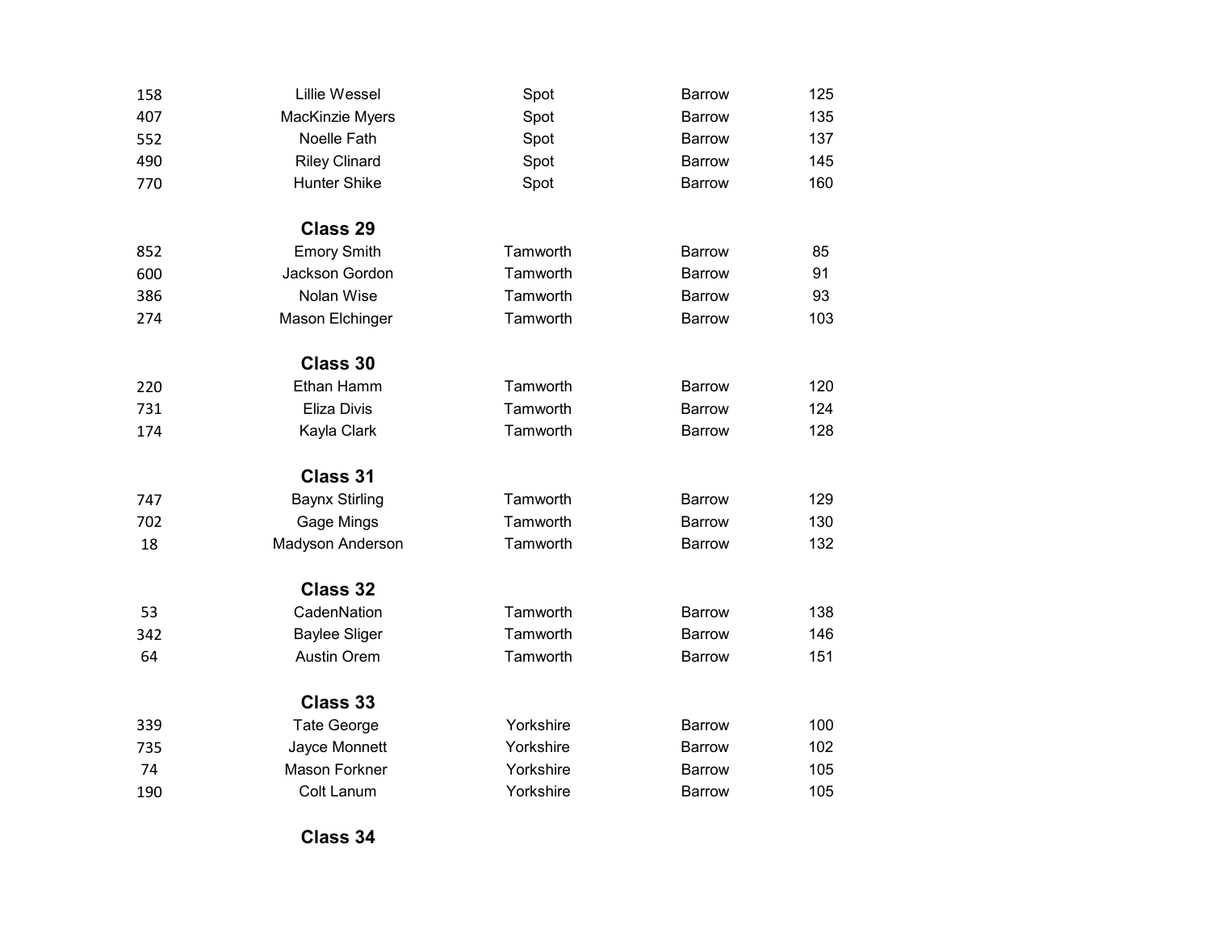| | | | | |
|---|---|---|---|---|
| 158 | Lillie Wessel | Spot | Barrow | 125 |
| 407 | MacKinzie Myers | Spot | Barrow | 135 |
| 552 | Noelle Fath | Spot | Barrow | 137 |
| 490 | Riley Clinard | Spot | Barrow | 145 |
| 770 | Hunter Shike | Spot | Barrow | 160 |

**Class 29**

| | | | | |
|---|---|---|---|---|
| 852 | Emory Smith | Tamworth | Barrow | 85 |
| 600 | Jackson Gordon | Tamworth | Barrow | 91 |
| 386 | Nolan Wise | Tamworth | Barrow | 93 |
| 274 | Mason Elchinger | Tamworth | Barrow | 103 |

**Class 30**

| | | | | |
|---|---|---|---|---|
| 220 | Ethan Hamm | Tamworth | Barrow | 120 |
| 731 | Eliza Divis | Tamworth | Barrow | 124 |
| 174 | Kayla Clark | Tamworth | Barrow | 128 |

**Class 31**

| | | | | |
|---|---|---|---|---|
| 747 | Baynx Stirling | Tamworth | Barrow | 129 |
| 702 | Gage Mings | Tamworth | Barrow | 130 |
| 18 | Madyson Anderson | Tamworth | Barrow | 132 |

**Class 32**

| | | | | |
|---|---|---|---|---|
| 53 | CadenNation | Tamworth | Barrow | 138 |
| 342 | Baylee Sliger | Tamworth | Barrow | 146 |
| 64 | Austin Orem | Tamworth | Barrow | 151 |

**Class 33**

| | | | | |
|---|---|---|---|---|
| 339 | Tate George | Yorkshire | Barrow | 100 |
| 735 | Jayce Monnett | Yorkshire | Barrow | 102 |
| 74 | Mason Forkner | Yorkshire | Barrow | 105 |
| 190 | Colt Lanum | Yorkshire | Barrow | 105 |

**Class 34**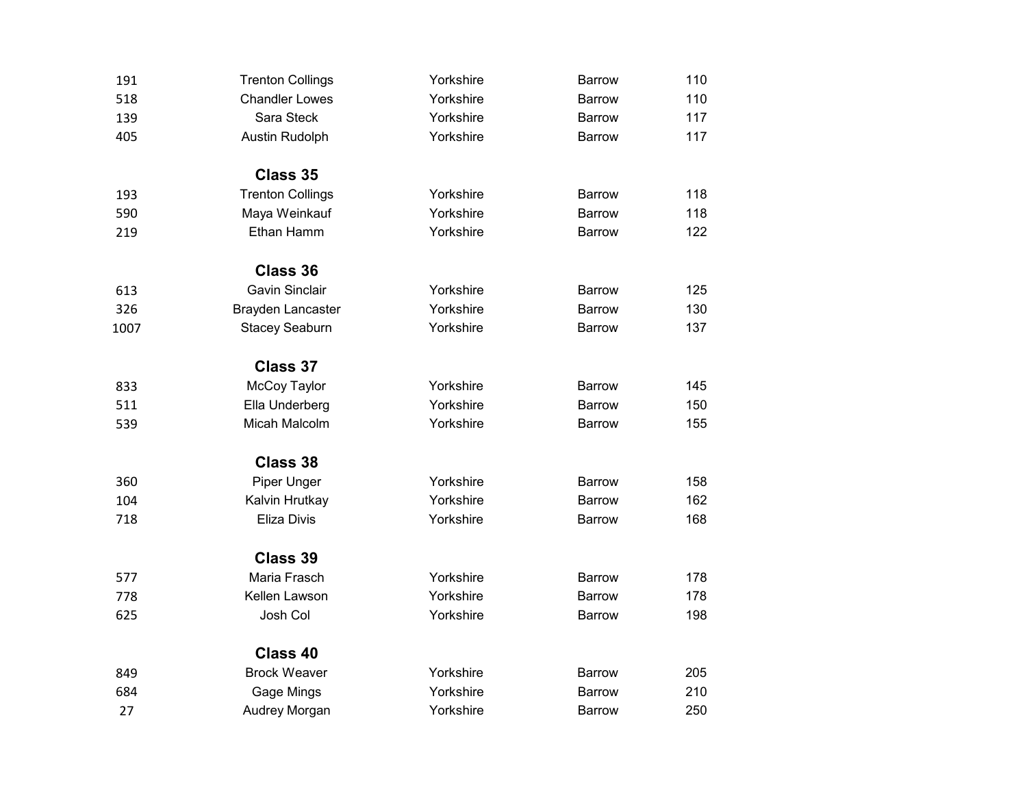| | | | | |
|---|---|---|---|---|
| 191 | Trenton Collings | Yorkshire | Barrow | 110 |
| 518 | Chandler Lowes | Yorkshire | Barrow | 110 |
| 139 | Sara Steck | Yorkshire | Barrow | 117 |
| 405 | Austin Rudolph | Yorkshire | Barrow | 117 |

**Class 35**

| | | | | |
|---|---|---|---|---|
| 193 | Trenton Collings | Yorkshire | Barrow | 118 |
| 590 | Maya Weinkauf | Yorkshire | Barrow | 118 |
| 219 | Ethan Hamm | Yorkshire | Barrow | 122 |

**Class 36**

| | | | | |
|---|---|---|---|---|
| 613 | Gavin Sinclair | Yorkshire | Barrow | 125 |
| 326 | Brayden Lancaster | Yorkshire | Barrow | 130 |
| 1007 | Stacey Seaburn | Yorkshire | Barrow | 137 |

**Class 37**

| | | | | |
|---|---|---|---|---|
| 833 | McCoy Taylor | Yorkshire | Barrow | 145 |
| 511 | Ella Underberg | Yorkshire | Barrow | 150 |
| 539 | Micah Malcolm | Yorkshire | Barrow | 155 |

**Class 38**

| | | | | |
|---|---|---|---|---|
| 360 | Piper Unger | Yorkshire | Barrow | 158 |
| 104 | Kalvin Hrutkay | Yorkshire | Barrow | 162 |
| 718 | Eliza Divis | Yorkshire | Barrow | 168 |

**Class 39**

| | | | | |
|---|---|---|---|---|
| 577 | Maria Frasch | Yorkshire | Barrow | 178 |
| 778 | Kellen Lawson | Yorkshire | Barrow | 178 |
| 625 | Josh Col | Yorkshire | Barrow | 198 |

**Class 40**

| | | | | |
|---|---|---|---|---|
| 849 | Brock Weaver | Yorkshire | Barrow | 205 |
| 684 | Gage Mings | Yorkshire | Barrow | 210 |
| 27 | Audrey Morgan | Yorkshire | Barrow | 250 |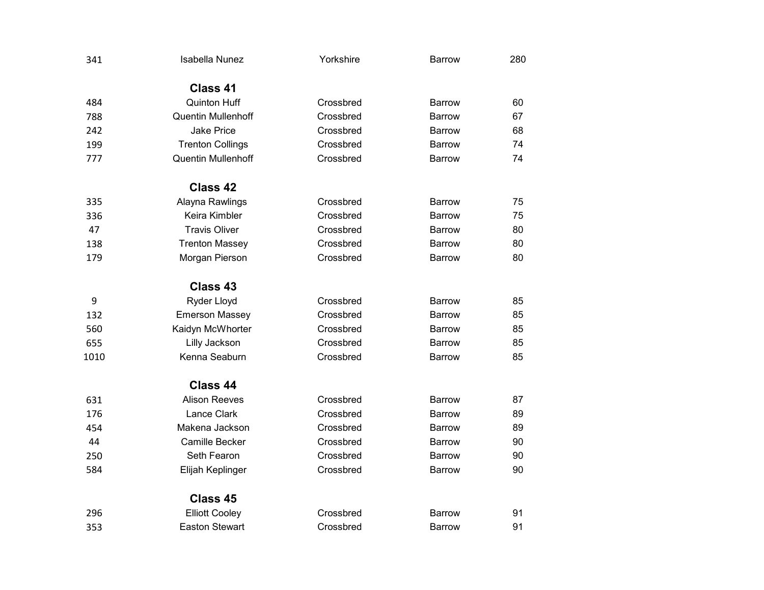| | | | | |
|---|---|---|---|---|
| 341 | Isabella Nunez | Yorkshire | Barrow | 280 |

## Class 41

| | | | | |
|---|---|---|---|---|
| 484 | Quinton Huff | Crossbred | Barrow | 60 |
| 788 | Quentin Mullenhoff | Crossbred | Barrow | 67 |
| 242 | Jake Price | Crossbred | Barrow | 68 |
| 199 | Trenton Collings | Crossbred | Barrow | 74 |
| 777 | Quentin Mullenhoff | Crossbred | Barrow | 74 |

## Class 42

| | | | | |
|---|---|---|---|---|
| 335 | Alayna Rawlings | Crossbred | Barrow | 75 |
| 336 | Keira Kimbler | Crossbred | Barrow | 75 |
| 47 | Travis Oliver | Crossbred | Barrow | 80 |
| 138 | Trenton Massey | Crossbred | Barrow | 80 |
| 179 | Morgan Pierson | Crossbred | Barrow | 80 |

## Class 43

| | | | | |
|---|---|---|---|---|
| 9 | Ryder Lloyd | Crossbred | Barrow | 85 |
| 132 | Emerson Massey | Crossbred | Barrow | 85 |
| 560 | Kaidyn McWhorter | Crossbred | Barrow | 85 |
| 655 | Lilly Jackson | Crossbred | Barrow | 85 |
| 1010 | Kenna Seaburn | Crossbred | Barrow | 85 |

## Class 44

| | | | | |
|---|---|---|---|---|
| 631 | Alison Reeves | Crossbred | Barrow | 87 |
| 176 | Lance Clark | Crossbred | Barrow | 89 |
| 454 | Makena Jackson | Crossbred | Barrow | 89 |
| 44 | Camille Becker | Crossbred | Barrow | 90 |
| 250 | Seth Fearon | Crossbred | Barrow | 90 |
| 584 | Elijah Keplinger | Crossbred | Barrow | 90 |

## Class 45

| | | | | |
|---|---|---|---|---|
| 296 | Elliott Cooley | Crossbred | Barrow | 91 |
| 353 | Easton Stewart | Crossbred | Barrow | 91 |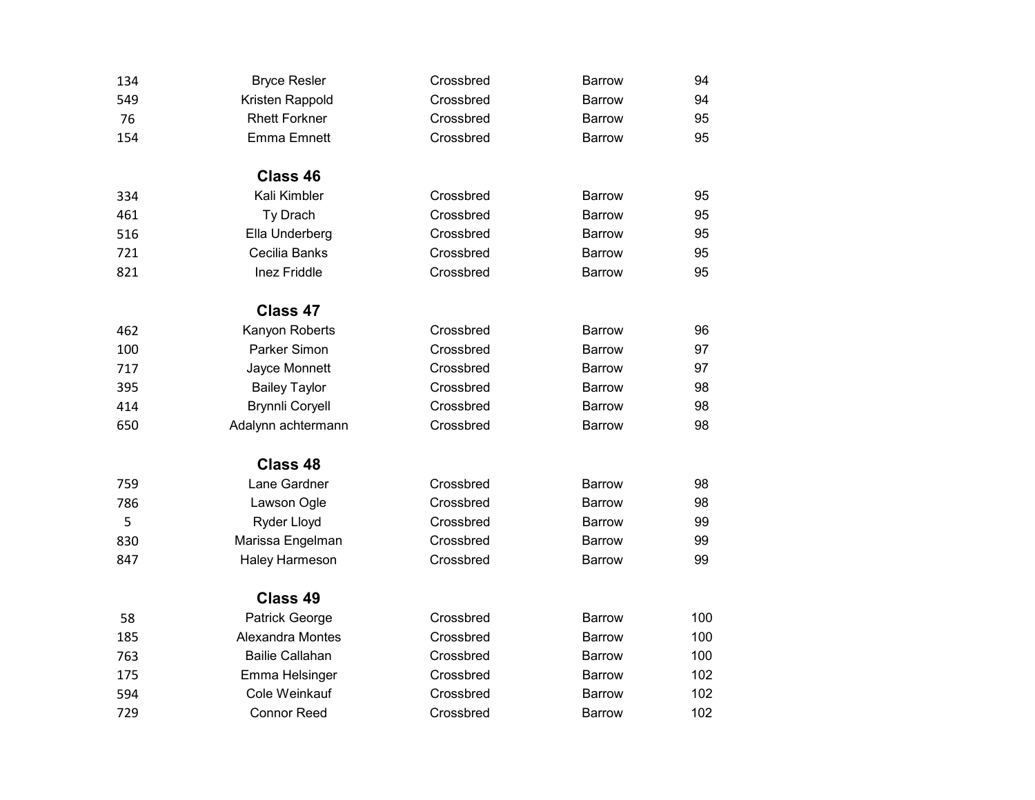| | | | | |
|---|---|---|---|---|
| 134 | Bryce Resler | Crossbred | Barrow | 94 |
| 549 | Kristen Rappold | Crossbred | Barrow | 94 |
| 76 | Rhett Forkner | Crossbred | Barrow | 95 |
| 154 | Emma Emnett | Crossbred | Barrow | 95 |

**Class 46**

| | | | | |
|---|---|---|---|---|
| 334 | Kali Kimbler | Crossbred | Barrow | 95 |
| 461 | Ty Drach | Crossbred | Barrow | 95 |
| 516 | Ella Underberg | Crossbred | Barrow | 95 |
| 721 | Cecilia Banks | Crossbred | Barrow | 95 |
| 821 | Inez Friddle | Crossbred | Barrow | 95 |

**Class 47**

| | | | | |
|---|---|---|---|---|
| 462 | Kanyon Roberts | Crossbred | Barrow | 96 |
| 100 | Parker Simon | Crossbred | Barrow | 97 |
| 717 | Jayce Monnett | Crossbred | Barrow | 97 |
| 395 | Bailey Taylor | Crossbred | Barrow | 98 |
| 414 | Brynnli Coryell | Crossbred | Barrow | 98 |
| 650 | Adalynn achtermann | Crossbred | Barrow | 98 |

**Class 48**

| | | | | |
|---|---|---|---|---|
| 759 | Lane Gardner | Crossbred | Barrow | 98 |
| 786 | Lawson Ogle | Crossbred | Barrow | 98 |
| 5 | Ryder Lloyd | Crossbred | Barrow | 99 |
| 830 | Marissa Engelman | Crossbred | Barrow | 99 |
| 847 | Haley Harmeson | Crossbred | Barrow | 99 |

**Class 49**

| | | | | |
|---|---|---|---|---|
| 58 | Patrick George | Crossbred | Barrow | 100 |
| 185 | Alexandra Montes | Crossbred | Barrow | 100 |
| 763 | Bailie Callahan | Crossbred | Barrow | 100 |
| 175 | Emma Helsinger | Crossbred | Barrow | 102 |
| 594 | Cole Weinkauf | Crossbred | Barrow | 102 |
| 729 | Connor Reed | Crossbred | Barrow | 102 |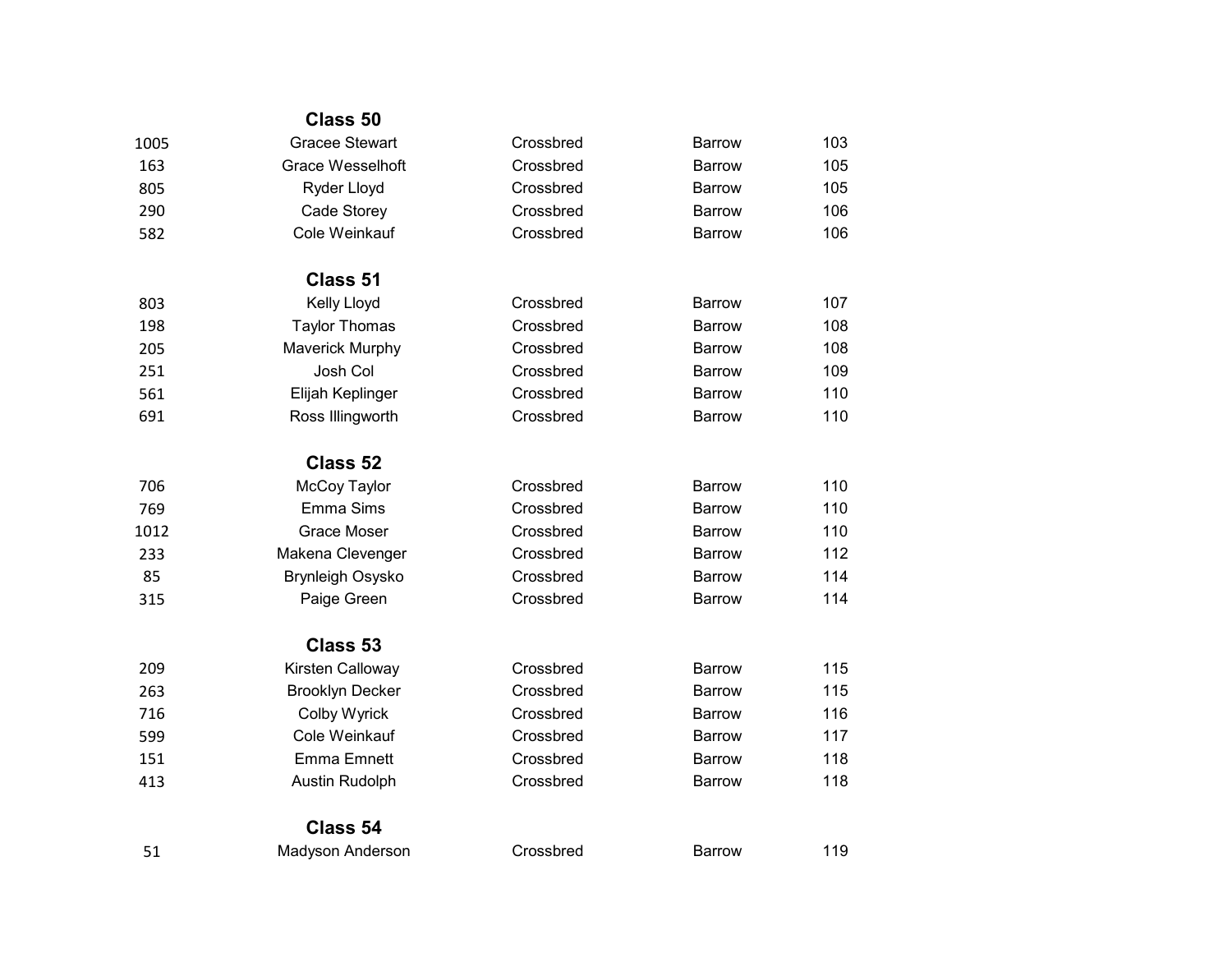**Class 50**

| | | | | |
|---|---|---|---|---|
| 1005 | Gracee Stewart | Crossbred | Barrow | 103 |
| 163 | Grace Wesselhoft | Crossbred | Barrow | 105 |
| 805 | Ryder Lloyd | Crossbred | Barrow | 105 |
| 290 | Cade Storey | Crossbred | Barrow | 106 |
| 582 | Cole Weinkauf | Crossbred | Barrow | 106 |

**Class 51**

| | | | | |
|---|---|---|---|---|
| 803 | Kelly Lloyd | Crossbred | Barrow | 107 |
| 198 | Taylor Thomas | Crossbred | Barrow | 108 |
| 205 | Maverick Murphy | Crossbred | Barrow | 108 |
| 251 | Josh Col | Crossbred | Barrow | 109 |
| 561 | Elijah Keplinger | Crossbred | Barrow | 110 |
| 691 | Ross Illingworth | Crossbred | Barrow | 110 |

**Class 52**

| | | | | |
|---|---|---|---|---|
| 706 | McCoy Taylor | Crossbred | Barrow | 110 |
| 769 | Emma Sims | Crossbred | Barrow | 110 |
| 1012 | Grace Moser | Crossbred | Barrow | 110 |
| 233 | Makena Clevenger | Crossbred | Barrow | 112 |
| 85 | Brynleigh Osysko | Crossbred | Barrow | 114 |
| 315 | Paige Green | Crossbred | Barrow | 114 |

**Class 53**

| | | | | |
|---|---|---|---|---|
| 209 | Kirsten Calloway | Crossbred | Barrow | 115 |
| 263 | Brooklyn Decker | Crossbred | Barrow | 115 |
| 716 | Colby Wyrick | Crossbred | Barrow | 116 |
| 599 | Cole Weinkauf | Crossbred | Barrow | 117 |
| 151 | Emma Emnett | Crossbred | Barrow | 118 |
| 413 | Austin Rudolph | Crossbred | Barrow | 118 |

**Class 54**

| | | | | |
|---|---|---|---|---|
| 51 | Madyson Anderson | Crossbred | Barrow | 119 |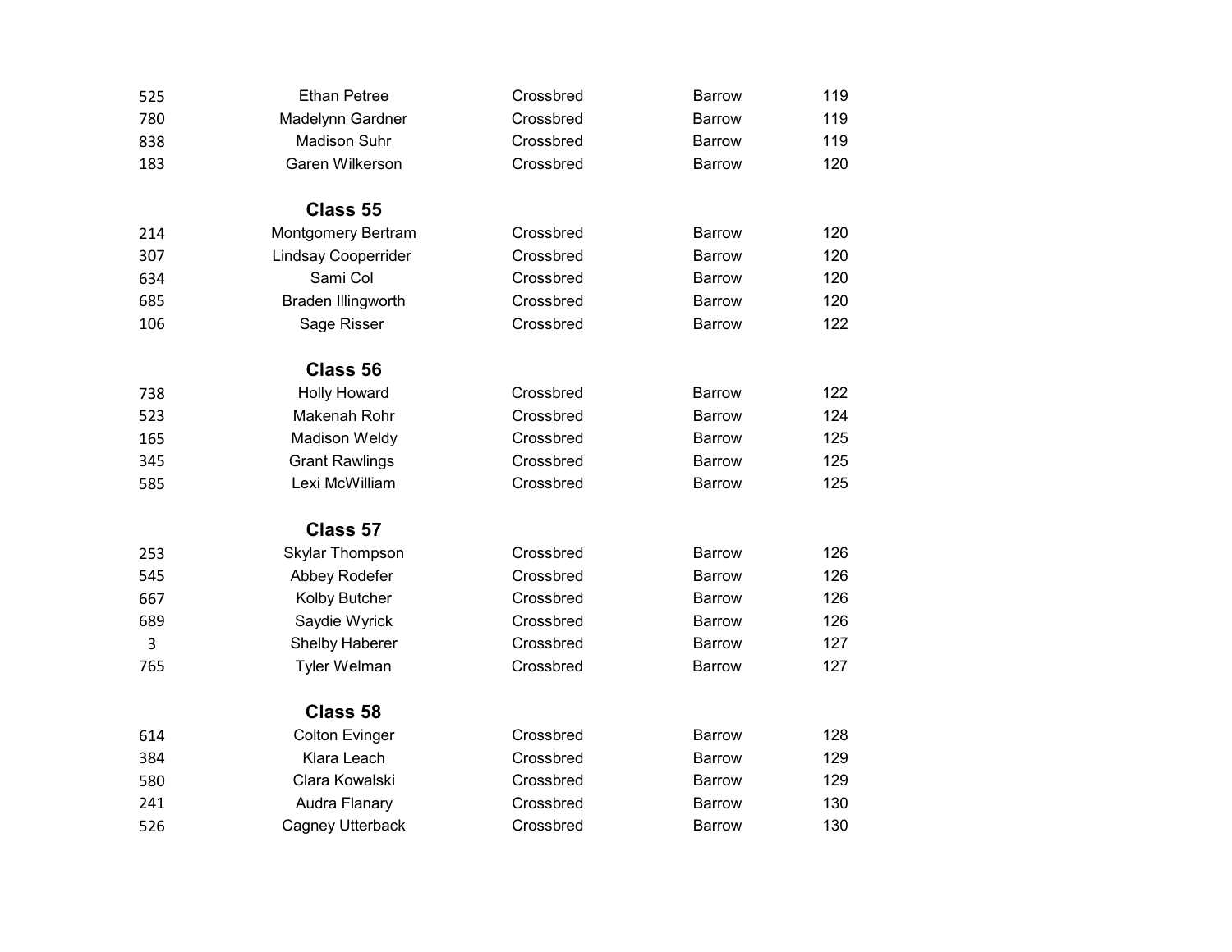| | | | | |
|---|---|---|---|---|
| 525 | Ethan Petree | Crossbred | Barrow | 119 |
| 780 | Madelynn Gardner | Crossbred | Barrow | 119 |
| 838 | Madison Suhr | Crossbred | Barrow | 119 |
| 183 | Garen Wilkerson | Crossbred | Barrow | 120 |

### Class 55

| | | | | |
|---|---|---|---|---|
| 214 | Montgomery Bertram | Crossbred | Barrow | 120 |
| 307 | Lindsay Cooperrider | Crossbred | Barrow | 120 |
| 634 | Sami Col | Crossbred | Barrow | 120 |
| 685 | Braden Illingworth | Crossbred | Barrow | 120 |
| 106 | Sage Risser | Crossbred | Barrow | 122 |

### Class 56

| | | | | |
|---|---|---|---|---|
| 738 | Holly Howard | Crossbred | Barrow | 122 |
| 523 | Makenah Rohr | Crossbred | Barrow | 124 |
| 165 | Madison Weldy | Crossbred | Barrow | 125 |
| 345 | Grant Rawlings | Crossbred | Barrow | 125 |
| 585 | Lexi McWilliam | Crossbred | Barrow | 125 |

### Class 57

| | | | | |
|---|---|---|---|---|
| 253 | Skylar Thompson | Crossbred | Barrow | 126 |
| 545 | Abbey Rodefer | Crossbred | Barrow | 126 |
| 667 | Kolby Butcher | Crossbred | Barrow | 126 |
| 689 | Saydie Wyrick | Crossbred | Barrow | 126 |
| 3 | Shelby Haberer | Crossbred | Barrow | 127 |
| 765 | Tyler Welman | Crossbred | Barrow | 127 |

### Class 58

| | | | | |
|---|---|---|---|---|
| 614 | Colton Evinger | Crossbred | Barrow | 128 |
| 384 | Klara Leach | Crossbred | Barrow | 129 |
| 580 | Clara Kowalski | Crossbred | Barrow | 129 |
| 241 | Audra Flanary | Crossbred | Barrow | 130 |
| 526 | Cagney Utterback | Crossbred | Barrow | 130 |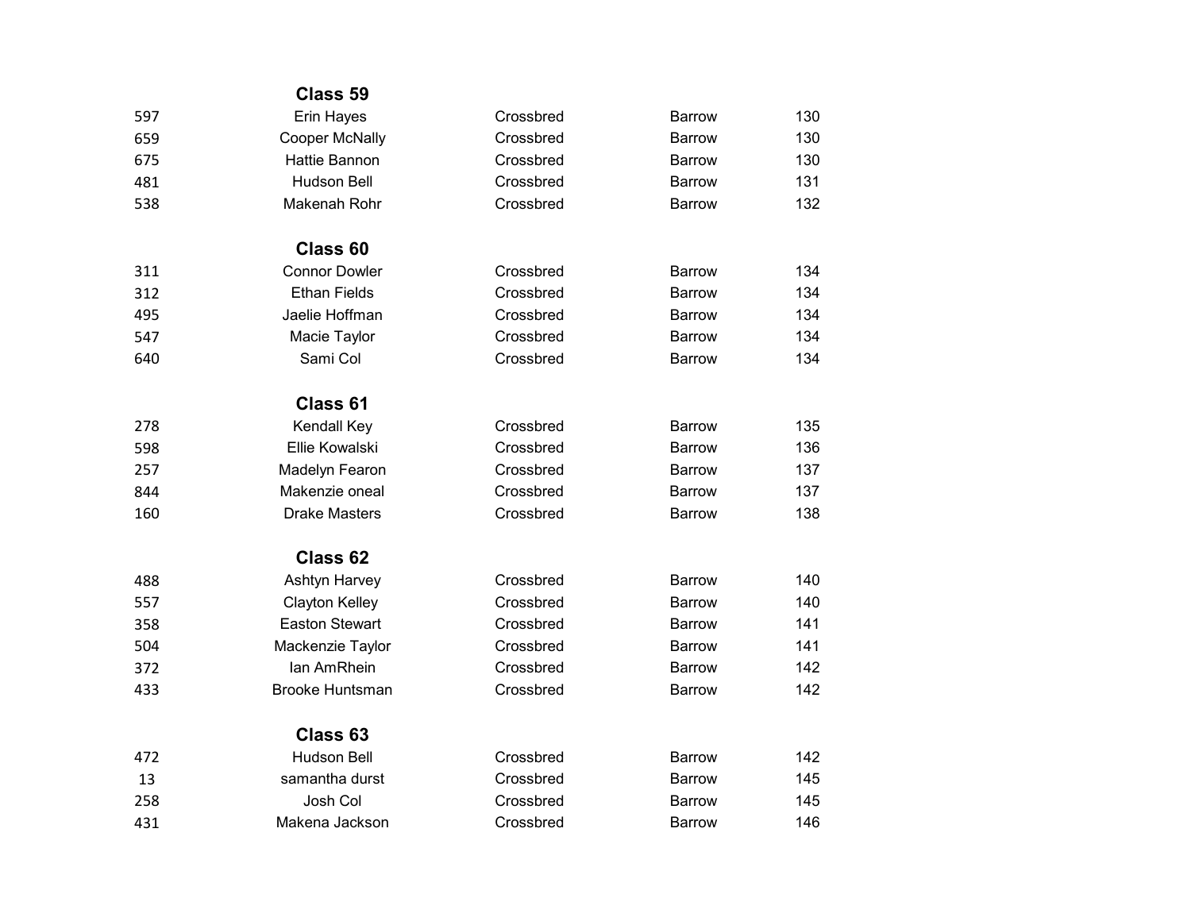## Class 59

| | | | | |
|---|---|---|---|---|
| 597 | Erin Hayes | Crossbred | Barrow | 130 |
| 659 | Cooper McNally | Crossbred | Barrow | 130 |
| 675 | Hattie Bannon | Crossbred | Barrow | 130 |
| 481 | Hudson Bell | Crossbred | Barrow | 131 |
| 538 | Makenah Rohr | Crossbred | Barrow | 132 |

## Class 60

| | | | | |
|---|---|---|---|---|
| 311 | Connor Dowler | Crossbred | Barrow | 134 |
| 312 | Ethan Fields | Crossbred | Barrow | 134 |
| 495 | Jaelie Hoffman | Crossbred | Barrow | 134 |
| 547 | Macie Taylor | Crossbred | Barrow | 134 |
| 640 | Sami Col | Crossbred | Barrow | 134 |

## Class 61

| | | | | |
|---|---|---|---|---|
| 278 | Kendall Key | Crossbred | Barrow | 135 |
| 598 | Ellie Kowalski | Crossbred | Barrow | 136 |
| 257 | Madelyn Fearon | Crossbred | Barrow | 137 |
| 844 | Makenzie oneal | Crossbred | Barrow | 137 |
| 160 | Drake Masters | Crossbred | Barrow | 138 |

## Class 62

| | | | | |
|---|---|---|---|---|
| 488 | Ashtyn Harvey | Crossbred | Barrow | 140 |
| 557 | Clayton Kelley | Crossbred | Barrow | 140 |
| 358 | Easton Stewart | Crossbred | Barrow | 141 |
| 504 | Mackenzie Taylor | Crossbred | Barrow | 141 |
| 372 | Ian AmRhein | Crossbred | Barrow | 142 |
| 433 | Brooke Huntsman | Crossbred | Barrow | 142 |

## Class 63

| | | | | |
|---|---|---|---|---|
| 472 | Hudson Bell | Crossbred | Barrow | 142 |
| 13 | samantha durst | Crossbred | Barrow | 145 |
| 258 | Josh Col | Crossbred | Barrow | 145 |
| 431 | Makena Jackson | Crossbred | Barrow | 146 |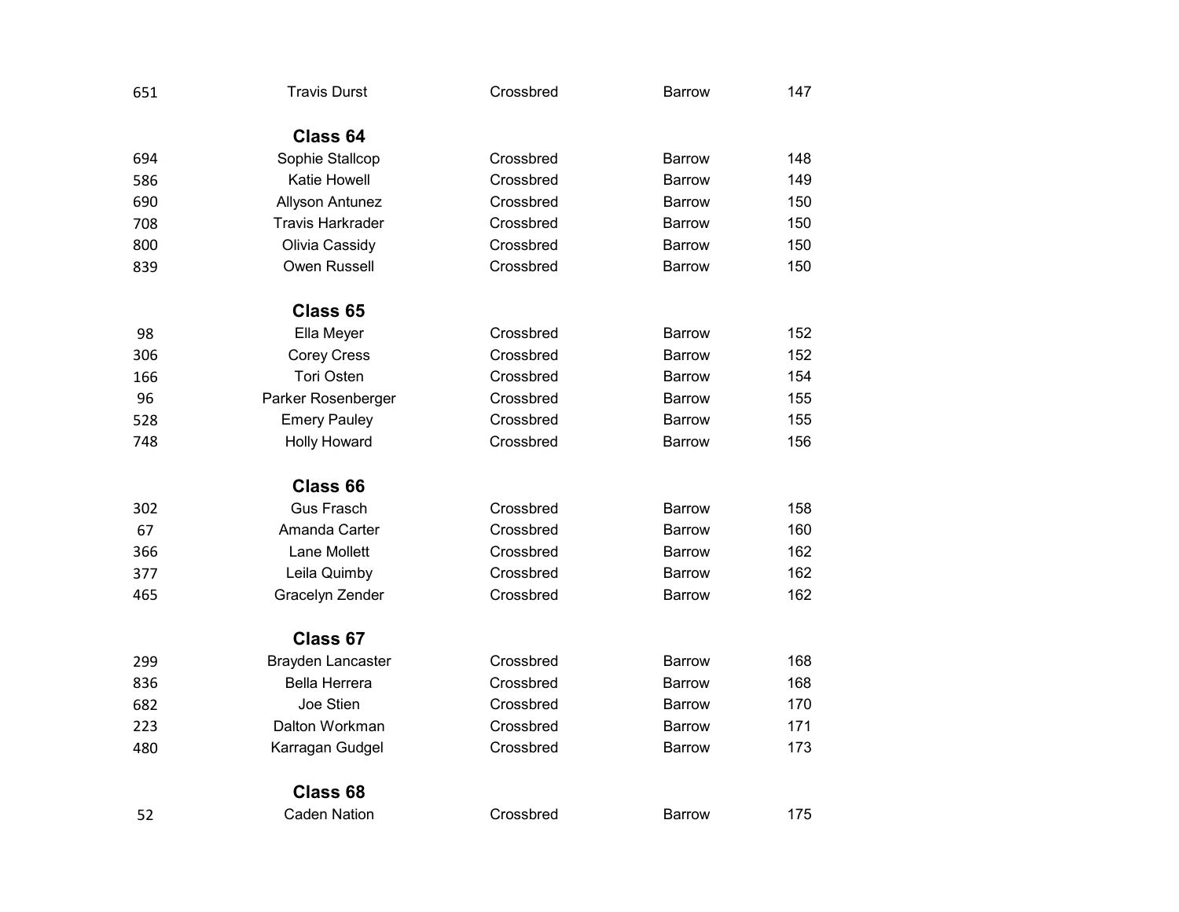| | | | | |
|---|---|---|---|---|
| 651 | Travis Durst | Crossbred | Barrow | 147 |

## Class 64

| | | | | |
|---|---|---|---|---|
| 694 | Sophie Stallcop | Crossbred | Barrow | 148 |
| 586 | Katie Howell | Crossbred | Barrow | 149 |
| 690 | Allyson Antunez | Crossbred | Barrow | 150 |
| 708 | Travis Harkrader | Crossbred | Barrow | 150 |
| 800 | Olivia Cassidy | Crossbred | Barrow | 150 |
| 839 | Owen Russell | Crossbred | Barrow | 150 |

## Class 65

| | | | | |
|---|---|---|---|---|
| 98 | Ella Meyer | Crossbred | Barrow | 152 |
| 306 | Corey Cress | Crossbred | Barrow | 152 |
| 166 | Tori Osten | Crossbred | Barrow | 154 |
| 96 | Parker Rosenberger | Crossbred | Barrow | 155 |
| 528 | Emery Pauley | Crossbred | Barrow | 155 |
| 748 | Holly Howard | Crossbred | Barrow | 156 |

## Class 66

| | | | | |
|---|---|---|---|---|
| 302 | Gus Frasch | Crossbred | Barrow | 158 |
| 67 | Amanda Carter | Crossbred | Barrow | 160 |
| 366 | Lane Mollett | Crossbred | Barrow | 162 |
| 377 | Leila Quimby | Crossbred | Barrow | 162 |
| 465 | Gracelyn Zender | Crossbred | Barrow | 162 |

## Class 67

| | | | | |
|---|---|---|---|---|
| 299 | Brayden Lancaster | Crossbred | Barrow | 168 |
| 836 | Bella Herrera | Crossbred | Barrow | 168 |
| 682 | Joe Stien | Crossbred | Barrow | 170 |
| 223 | Dalton Workman | Crossbred | Barrow | 171 |
| 480 | Karragan Gudgel | Crossbred | Barrow | 173 |

## Class 68

| | | | | |
|---|---|---|---|---|
| 52 | Caden Nation | Crossbred | Barrow | 175 |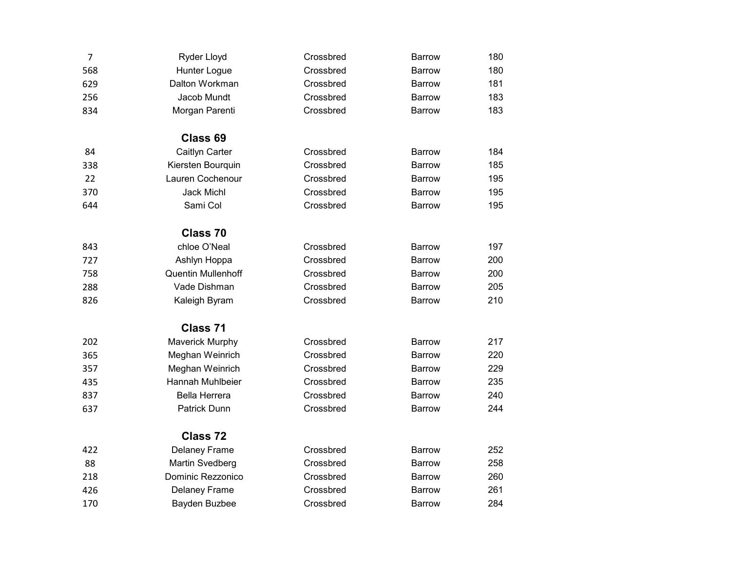| | | | | |
|---|---|---|---|---|
| 7 | Ryder Lloyd | Crossbred | Barrow | 180 |
| 568 | Hunter Logue | Crossbred | Barrow | 180 |
| 629 | Dalton Workman | Crossbred | Barrow | 181 |
| 256 | Jacob Mundt | Crossbred | Barrow | 183 |
| 834 | Morgan Parenti | Crossbred | Barrow | 183 |

## Class 69

| | | | | |
|---|---|---|---|---|
| 84 | Caitlyn Carter | Crossbred | Barrow | 184 |
| 338 | Kiersten Bourquin | Crossbred | Barrow | 185 |
| 22 | Lauren Cochenour | Crossbred | Barrow | 195 |
| 370 | Jack Michl | Crossbred | Barrow | 195 |
| 644 | Sami Col | Crossbred | Barrow | 195 |

## Class 70

| | | | | |
|---|---|---|---|---|
| 843 | chloe O'Neal | Crossbred | Barrow | 197 |
| 727 | Ashlyn Hoppa | Crossbred | Barrow | 200 |
| 758 | Quentin Mullenhoff | Crossbred | Barrow | 200 |
| 288 | Vade Dishman | Crossbred | Barrow | 205 |
| 826 | Kaleigh Byram | Crossbred | Barrow | 210 |

## Class 71

| | | | | |
|---|---|---|---|---|
| 202 | Maverick Murphy | Crossbred | Barrow | 217 |
| 365 | Meghan Weinrich | Crossbred | Barrow | 220 |
| 357 | Meghan Weinrich | Crossbred | Barrow | 229 |
| 435 | Hannah Muhlbeier | Crossbred | Barrow | 235 |
| 837 | Bella Herrera | Crossbred | Barrow | 240 |
| 637 | Patrick Dunn | Crossbred | Barrow | 244 |

## Class 72

| | | | | |
|---|---|---|---|---|
| 422 | Delaney Frame | Crossbred | Barrow | 252 |
| 88 | Martin Svedberg | Crossbred | Barrow | 258 |
| 218 | Dominic Rezzonico | Crossbred | Barrow | 260 |
| 426 | Delaney Frame | Crossbred | Barrow | 261 |
| 170 | Bayden Buzbee | Crossbred | Barrow | 284 |